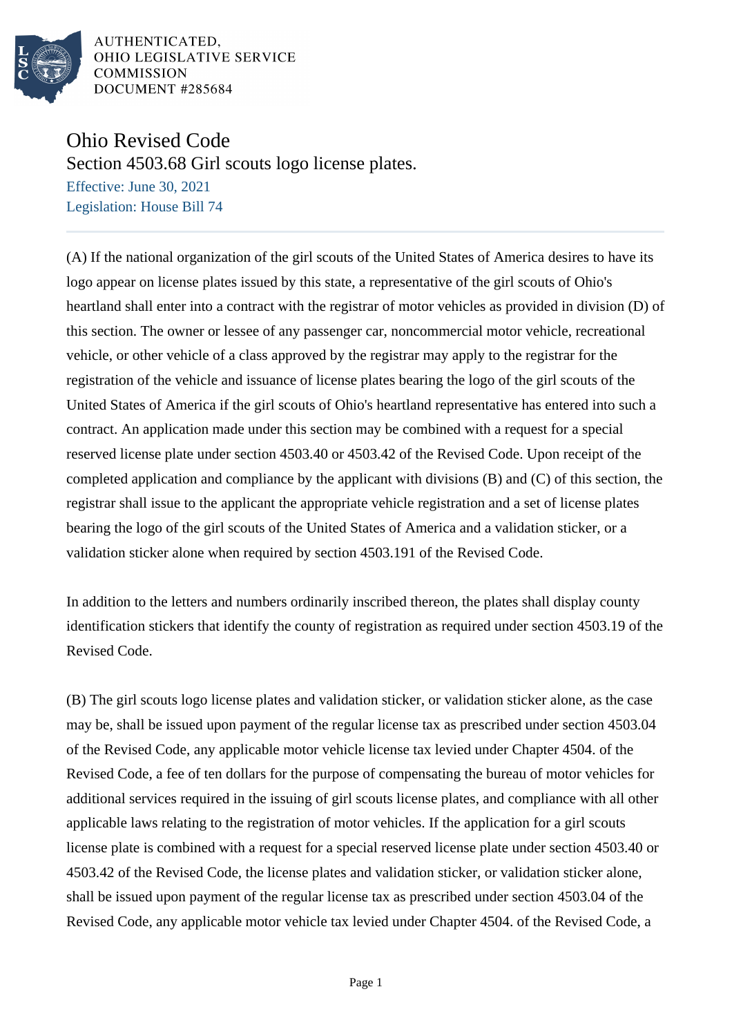AUTHENTICATED,
OHIO LEGISLATIVE SERVICE
COMMISSION
DOCUMENT #285684

# Ohio Revised Code

## Section 4503.68 Girl scouts logo license plates.

Effective: June 30, 2021

Legislation: House Bill 74

(A) If the national organization of the girl scouts of the United States of America desires to have its logo appear on license plates issued by this state, a representative of the girl scouts of Ohio's heartland shall enter into a contract with the registrar of motor vehicles as provided in division (D) of this section. The owner or lessee of any passenger car, noncommercial motor vehicle, recreational vehicle, or other vehicle of a class approved by the registrar may apply to the registrar for the registration of the vehicle and issuance of license plates bearing the logo of the girl scouts of the United States of America if the girl scouts of Ohio's heartland representative has entered into such a contract. An application made under this section may be combined with a request for a special reserved license plate under section 4503.40 or 4503.42 of the Revised Code. Upon receipt of the completed application and compliance by the applicant with divisions (B) and (C) of this section, the registrar shall issue to the applicant the appropriate vehicle registration and a set of license plates bearing the logo of the girl scouts of the United States of America and a validation sticker, or a validation sticker alone when required by section 4503.191 of the Revised Code.

In addition to the letters and numbers ordinarily inscribed thereon, the plates shall display county identification stickers that identify the county of registration as required under section 4503.19 of the Revised Code.

(B) The girl scouts logo license plates and validation sticker, or validation sticker alone, as the case may be, shall be issued upon payment of the regular license tax as prescribed under section 4503.04 of the Revised Code, any applicable motor vehicle license tax levied under Chapter 4504. of the Revised Code, a fee of ten dollars for the purpose of compensating the bureau of motor vehicles for additional services required in the issuing of girl scouts license plates, and compliance with all other applicable laws relating to the registration of motor vehicles. If the application for a girl scouts license plate is combined with a request for a special reserved license plate under section 4503.40 or 4503.42 of the Revised Code, the license plates and validation sticker, or validation sticker alone, shall be issued upon payment of the regular license tax as prescribed under section 4503.04 of the Revised Code, any applicable motor vehicle tax levied under Chapter 4504. of the Revised Code, a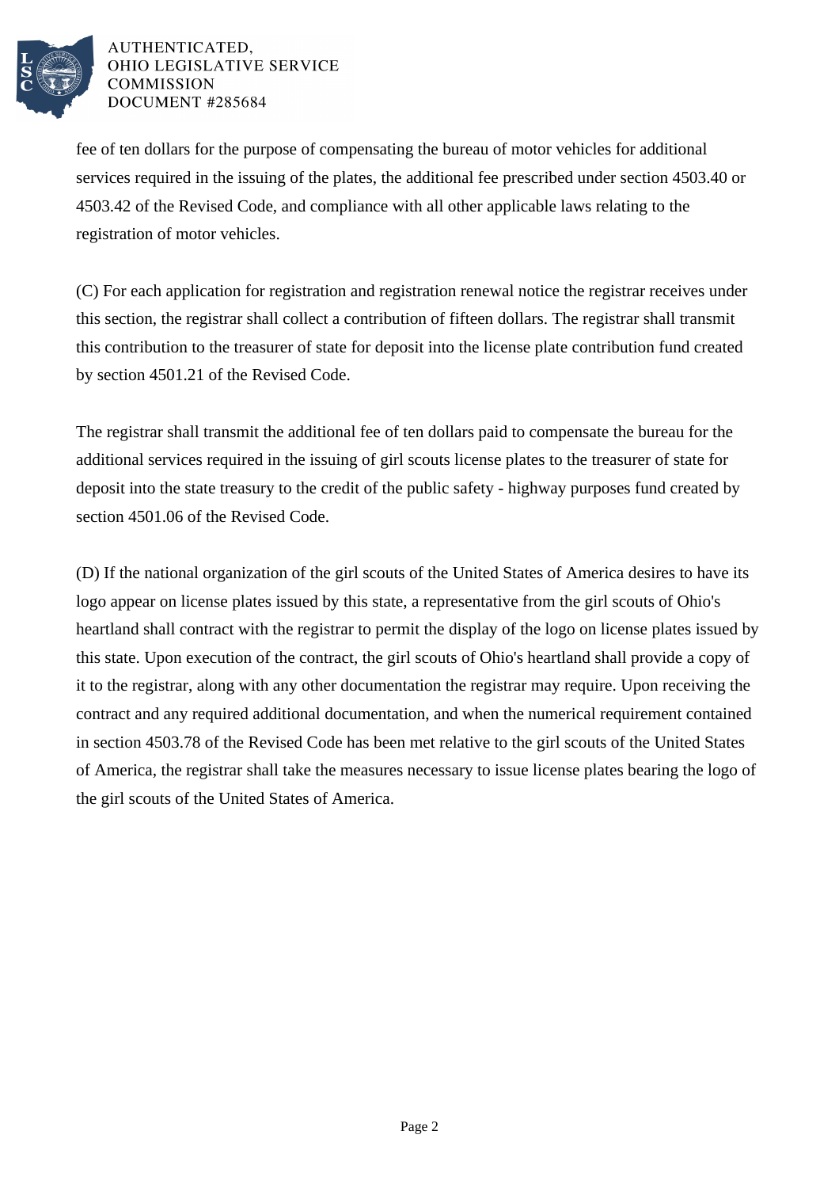fee of ten dollars for the purpose of compensating the bureau of motor vehicles for additional services required in the issuing of the plates, the additional fee prescribed under section 4503.40 or 4503.42 of the Revised Code, and compliance with all other applicable laws relating to the registration of motor vehicles.

(C) For each application for registration and registration renewal notice the registrar receives under this section, the registrar shall collect a contribution of fifteen dollars. The registrar shall transmit this contribution to the treasurer of state for deposit into the license plate contribution fund created by section 4501.21 of the Revised Code.

The registrar shall transmit the additional fee of ten dollars paid to compensate the bureau for the additional services required in the issuing of girl scouts license plates to the treasurer of state for deposit into the state treasury to the credit of the public safety - highway purposes fund created by section 4501.06 of the Revised Code.

(D) If the national organization of the girl scouts of the United States of America desires to have its logo appear on license plates issued by this state, a representative from the girl scouts of Ohio's heartland shall contract with the registrar to permit the display of the logo on license plates issued by this state. Upon execution of the contract, the girl scouts of Ohio's heartland shall provide a copy of it to the registrar, along with any other documentation the registrar may require. Upon receiving the contract and any required additional documentation, and when the numerical requirement contained in section 4503.78 of the Revised Code has been met relative to the girl scouts of the United States of America, the registrar shall take the measures necessary to issue license plates bearing the logo of the girl scouts of the United States of America.